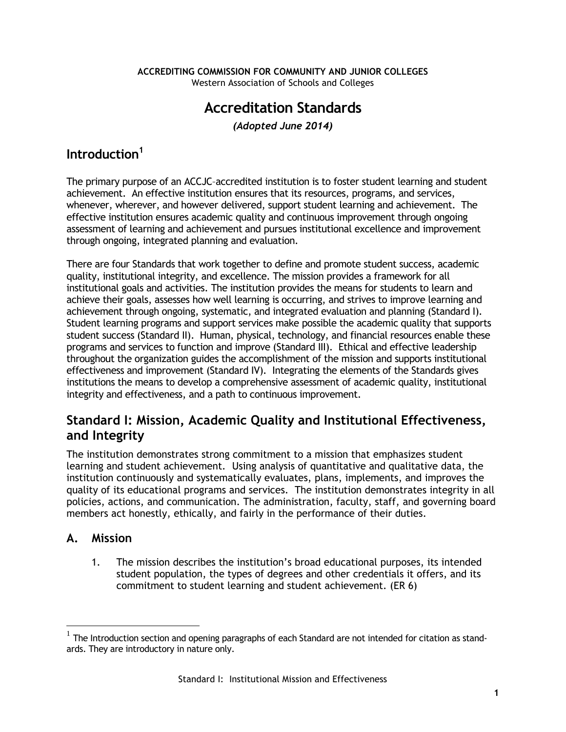**ACCREDITING COMMISSION FOR COMMUNITY AND JUNIOR COLLEGES**
Western Association of Schools and Colleges

# Accreditation Standards

***(Adopted June 2014)***

## Introduction[1]

The primary purpose of an ACCJC–accredited institution is to foster student learning and student achievement. An effective institution ensures that its resources, programs, and services, whenever, wherever, and however delivered, support student learning and achievement. The effective institution ensures academic quality and continuous improvement through ongoing assessment of learning and achievement and pursues institutional excellence and improvement through ongoing, integrated planning and evaluation.

There are four Standards that work together to define and promote student success, academic quality, institutional integrity, and excellence. The mission provides a framework for all institutional goals and activities. The institution provides the means for students to learn and achieve their goals, assesses how well learning is occurring, and strives to improve learning and achievement through ongoing, systematic, and integrated evaluation and planning (Standard I). Student learning programs and support services make possible the academic quality that supports student success (Standard II). Human, physical, technology, and financial resources enable these programs and services to function and improve (Standard III). Ethical and effective leadership throughout the organization guides the accomplishment of the mission and supports institutional effectiveness and improvement (Standard IV). Integrating the elements of the Standards gives institutions the means to develop a comprehensive assessment of academic quality, institutional integrity and effectiveness, and a path to continuous improvement.

## Standard I: Mission, Academic Quality and Institutional Effectiveness, and Integrity

The institution demonstrates strong commitment to a mission that emphasizes student learning and student achievement. Using analysis of quantitative and qualitative data, the institution continuously and systematically evaluates, plans, implements, and improves the quality of its educational programs and services. The institution demonstrates integrity in all policies, actions, and communication. The administration, faculty, staff, and governing board members act honestly, ethically, and fairly in the performance of their duties.

## A. Mission

1. The mission describes the institution's broad educational purposes, its intended student population, the types of degrees and other credentials it offers, and its commitment to student learning and student achievement. (ER 6)

[1] The Introduction section and opening paragraphs of each Standard are not intended for citation as standards. They are introductory in nature only.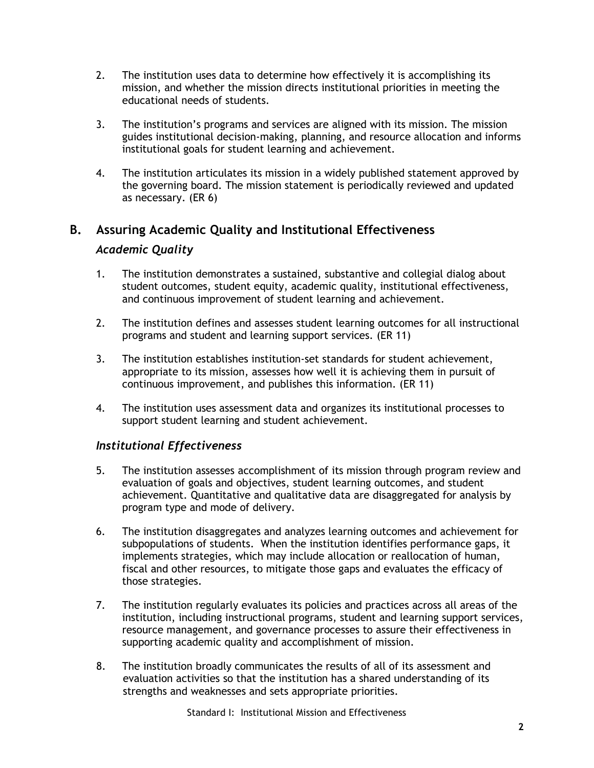2. The institution uses data to determine how effectively it is accomplishing its mission, and whether the mission directs institutional priorities in meeting the educational needs of students.

3. The institution's programs and services are aligned with its mission. The mission guides institutional decision-making, planning, and resource allocation and informs institutional goals for student learning and achievement.

4. The institution articulates its mission in a widely published statement approved by the governing board. The mission statement is periodically reviewed and updated as necessary. (ER 6)

## B. Assuring Academic Quality and Institutional Effectiveness

### *Academic Quality*

1. The institution demonstrates a sustained, substantive and collegial dialog about student outcomes, student equity, academic quality, institutional effectiveness, and continuous improvement of student learning and achievement.

2. The institution defines and assesses student learning outcomes for all instructional programs and student and learning support services. (ER 11)

3. The institution establishes institution-set standards for student achievement, appropriate to its mission, assesses how well it is achieving them in pursuit of continuous improvement, and publishes this information. (ER 11)

4. The institution uses assessment data and organizes its institutional processes to support student learning and student achievement.

### *Institutional Effectiveness*

5. The institution assesses accomplishment of its mission through program review and evaluation of goals and objectives, student learning outcomes, and student achievement. Quantitative and qualitative data are disaggregated for analysis by program type and mode of delivery.

6. The institution disaggregates and analyzes learning outcomes and achievement for subpopulations of students. When the institution identifies performance gaps, it implements strategies, which may include allocation or reallocation of human, fiscal and other resources, to mitigate those gaps and evaluates the efficacy of those strategies.

7. The institution regularly evaluates its policies and practices across all areas of the institution, including instructional programs, student and learning support services, resource management, and governance processes to assure their effectiveness in supporting academic quality and accomplishment of mission.

8. The institution broadly communicates the results of all of its assessment and evaluation activities so that the institution has a shared understanding of its strengths and weaknesses and sets appropriate priorities.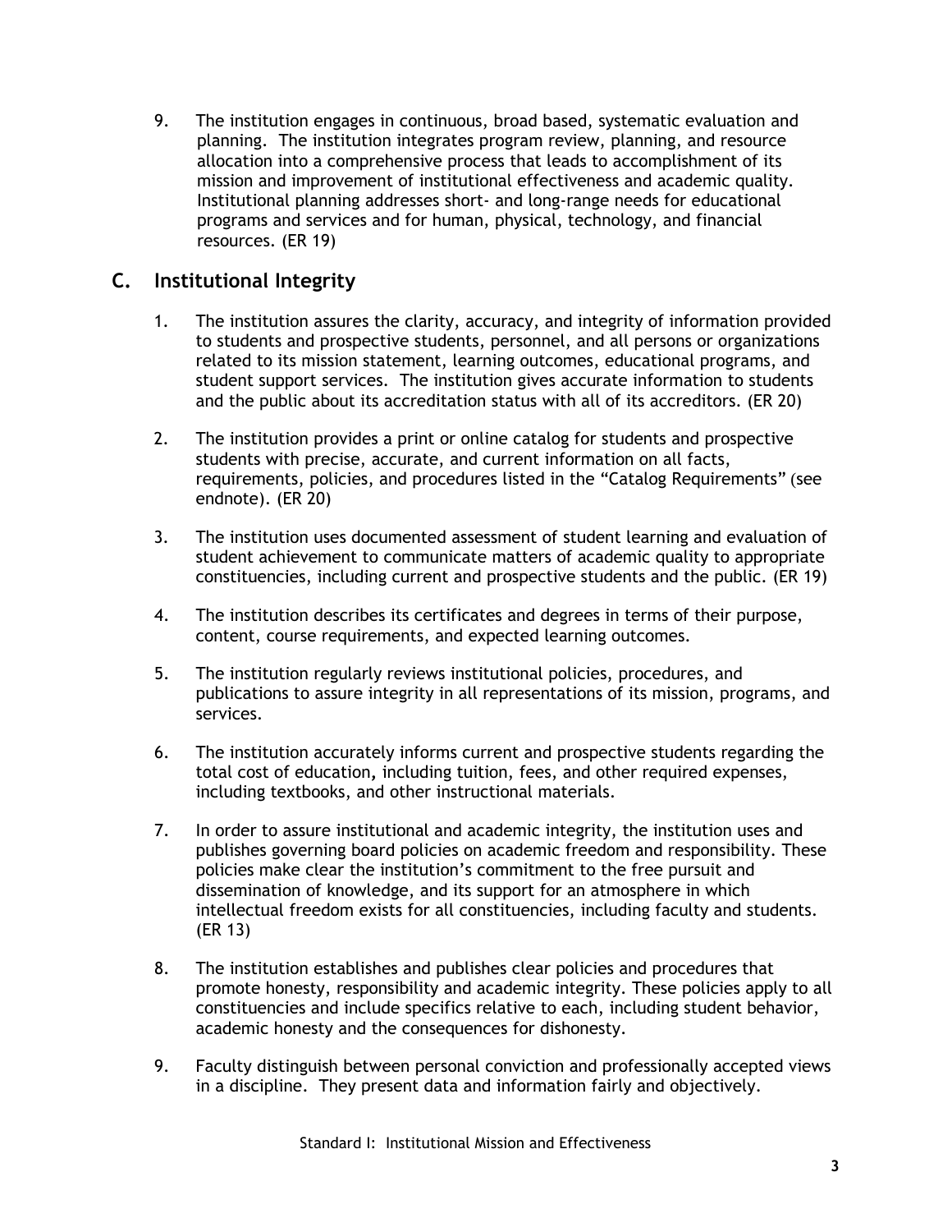9. The institution engages in continuous, broad based, systematic evaluation and planning. The institution integrates program review, planning, and resource allocation into a comprehensive process that leads to accomplishment of its mission and improvement of institutional effectiveness and academic quality. Institutional planning addresses short- and long-range needs for educational programs and services and for human, physical, technology, and financial resources. (ER 19)

## C. Institutional Integrity

1. The institution assures the clarity, accuracy, and integrity of information provided to students and prospective students, personnel, and all persons or organizations related to its mission statement, learning outcomes, educational programs, and student support services. The institution gives accurate information to students and the public about its accreditation status with all of its accreditors. (ER 20)

2. The institution provides a print or online catalog for students and prospective students with precise, accurate, and current information on all facts, requirements, policies, and procedures listed in the "Catalog Requirements" (see endnote). (ER 20)

3. The institution uses documented assessment of student learning and evaluation of student achievement to communicate matters of academic quality to appropriate constituencies, including current and prospective students and the public. (ER 19)

4. The institution describes its certificates and degrees in terms of their purpose, content, course requirements, and expected learning outcomes.

5. The institution regularly reviews institutional policies, procedures, and publications to assure integrity in all representations of its mission, programs, and services.

6. The institution accurately informs current and prospective students regarding the total cost of education, including tuition, fees, and other required expenses, including textbooks, and other instructional materials.

7. In order to assure institutional and academic integrity, the institution uses and publishes governing board policies on academic freedom and responsibility. These policies make clear the institution's commitment to the free pursuit and dissemination of knowledge, and its support for an atmosphere in which intellectual freedom exists for all constituencies, including faculty and students. (ER 13)

8. The institution establishes and publishes clear policies and procedures that promote honesty, responsibility and academic integrity. These policies apply to all constituencies and include specifics relative to each, including student behavior, academic honesty and the consequences for dishonesty.

9. Faculty distinguish between personal conviction and professionally accepted views in a discipline. They present data and information fairly and objectively.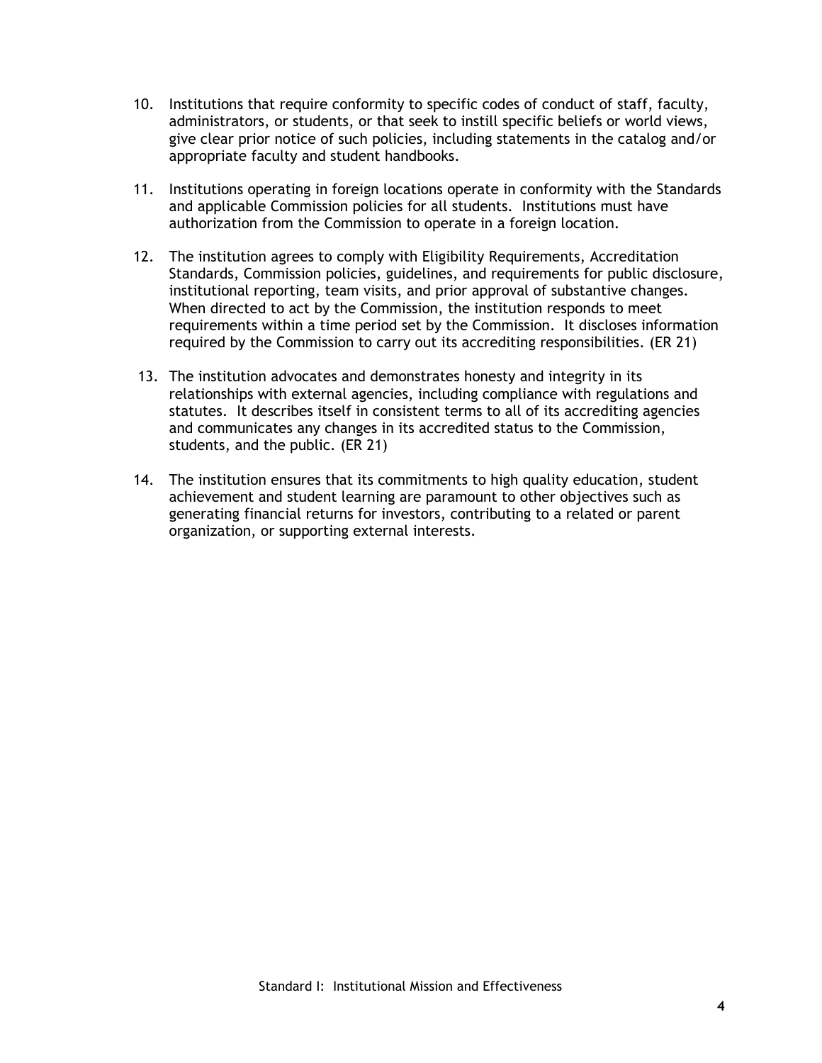10. Institutions that require conformity to specific codes of conduct of staff, faculty, administrators, or students, or that seek to instill specific beliefs or world views, give clear prior notice of such policies, including statements in the catalog and/or appropriate faculty and student handbooks.

11. Institutions operating in foreign locations operate in conformity with the Standards and applicable Commission policies for all students. Institutions must have authorization from the Commission to operate in a foreign location.

12. The institution agrees to comply with Eligibility Requirements, Accreditation Standards, Commission policies, guidelines, and requirements for public disclosure, institutional reporting, team visits, and prior approval of substantive changes. When directed to act by the Commission, the institution responds to meet requirements within a time period set by the Commission. It discloses information required by the Commission to carry out its accrediting responsibilities. (ER 21)

13. The institution advocates and demonstrates honesty and integrity in its relationships with external agencies, including compliance with regulations and statutes. It describes itself in consistent terms to all of its accrediting agencies and communicates any changes in its accredited status to the Commission, students, and the public. (ER 21)

14. The institution ensures that its commitments to high quality education, student achievement and student learning are paramount to other objectives such as generating financial returns for investors, contributing to a related or parent organization, or supporting external interests.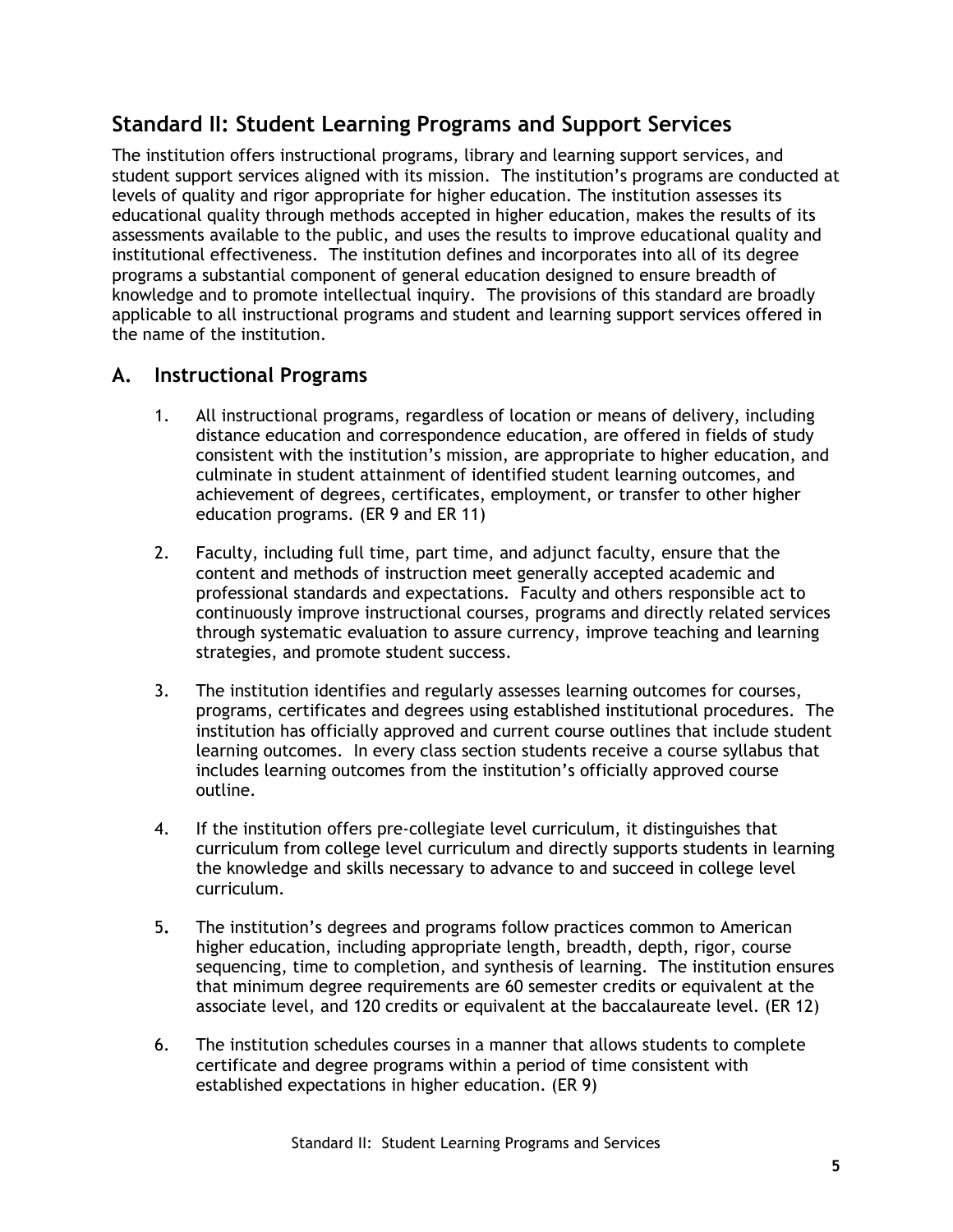## Standard II: Student Learning Programs and Support Services

The institution offers instructional programs, library and learning support services, and student support services aligned with its mission. The institution's programs are conducted at levels of quality and rigor appropriate for higher education. The institution assesses its educational quality through methods accepted in higher education, makes the results of its assessments available to the public, and uses the results to improve educational quality and institutional effectiveness. The institution defines and incorporates into all of its degree programs a substantial component of general education designed to ensure breadth of knowledge and to promote intellectual inquiry. The provisions of this standard are broadly applicable to all instructional programs and student and learning support services offered in the name of the institution.

### A. Instructional Programs

1. All instructional programs, regardless of location or means of delivery, including distance education and correspondence education, are offered in fields of study consistent with the institution's mission, are appropriate to higher education, and culminate in student attainment of identified student learning outcomes, and achievement of degrees, certificates, employment, or transfer to other higher education programs. (ER 9 and ER 11)

2. Faculty, including full time, part time, and adjunct faculty, ensure that the content and methods of instruction meet generally accepted academic and professional standards and expectations. Faculty and others responsible act to continuously improve instructional courses, programs and directly related services through systematic evaluation to assure currency, improve teaching and learning strategies, and promote student success.

3. The institution identifies and regularly assesses learning outcomes for courses, programs, certificates and degrees using established institutional procedures. The institution has officially approved and current course outlines that include student learning outcomes. In every class section students receive a course syllabus that includes learning outcomes from the institution's officially approved course outline.

4. If the institution offers pre-collegiate level curriculum, it distinguishes that curriculum from college level curriculum and directly supports students in learning the knowledge and skills necessary to advance to and succeed in college level curriculum.

5. The institution's degrees and programs follow practices common to American higher education, including appropriate length, breadth, depth, rigor, course sequencing, time to completion, and synthesis of learning. The institution ensures that minimum degree requirements are 60 semester credits or equivalent at the associate level, and 120 credits or equivalent at the baccalaureate level. (ER 12)

6. The institution schedules courses in a manner that allows students to complete certificate and degree programs within a period of time consistent with established expectations in higher education. (ER 9)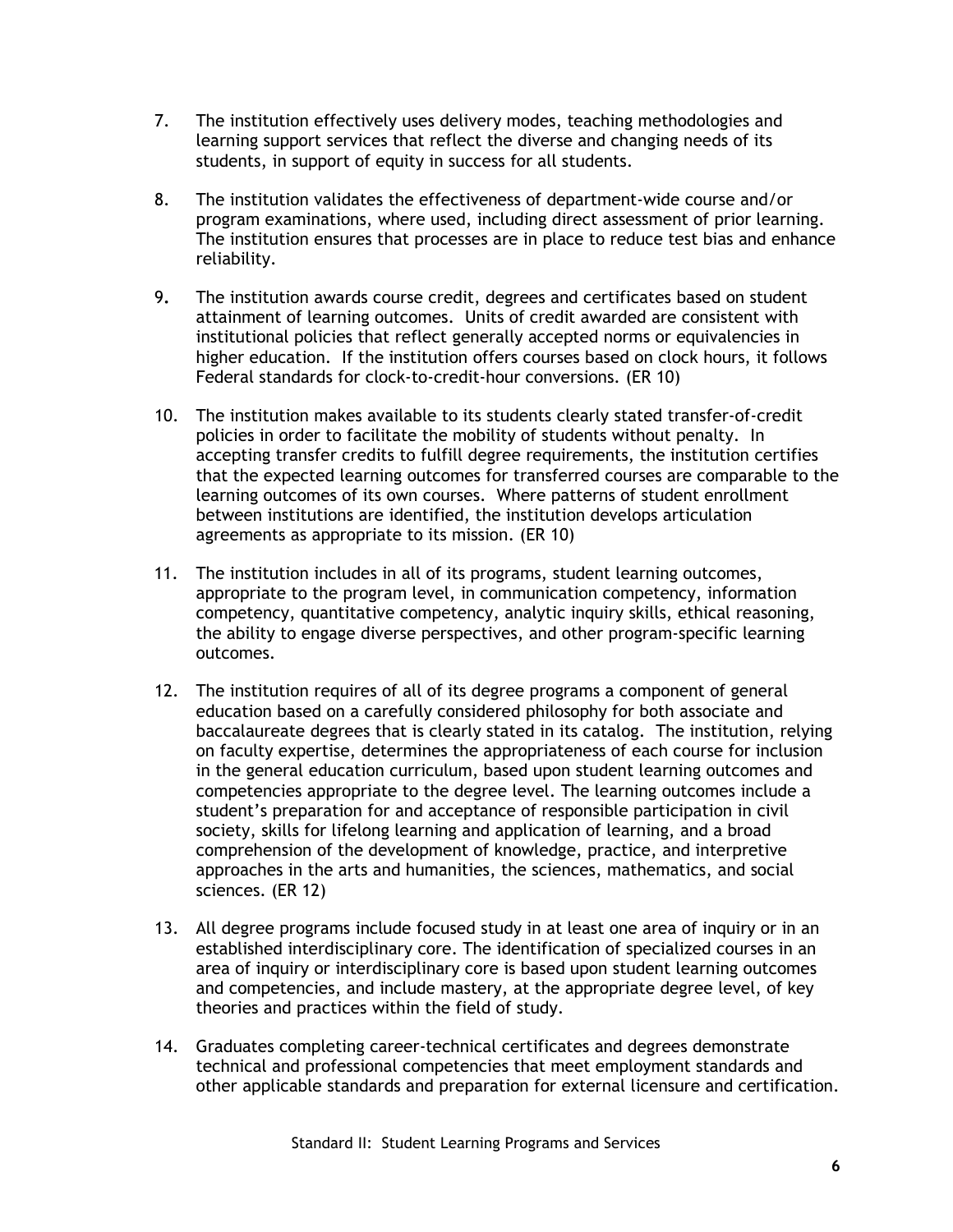7. The institution effectively uses delivery modes, teaching methodologies and learning support services that reflect the diverse and changing needs of its students, in support of equity in success for all students.

8. The institution validates the effectiveness of department-wide course and/or program examinations, where used, including direct assessment of prior learning. The institution ensures that processes are in place to reduce test bias and enhance reliability.

9. The institution awards course credit, degrees and certificates based on student attainment of learning outcomes. Units of credit awarded are consistent with institutional policies that reflect generally accepted norms or equivalencies in higher education. If the institution offers courses based on clock hours, it follows Federal standards for clock-to-credit-hour conversions. (ER 10)

10. The institution makes available to its students clearly stated transfer-of-credit policies in order to facilitate the mobility of students without penalty. In accepting transfer credits to fulfill degree requirements, the institution certifies that the expected learning outcomes for transferred courses are comparable to the learning outcomes of its own courses. Where patterns of student enrollment between institutions are identified, the institution develops articulation agreements as appropriate to its mission. (ER 10)

11. The institution includes in all of its programs, student learning outcomes, appropriate to the program level, in communication competency, information competency, quantitative competency, analytic inquiry skills, ethical reasoning, the ability to engage diverse perspectives, and other program-specific learning outcomes.

12. The institution requires of all of its degree programs a component of general education based on a carefully considered philosophy for both associate and baccalaureate degrees that is clearly stated in its catalog. The institution, relying on faculty expertise, determines the appropriateness of each course for inclusion in the general education curriculum, based upon student learning outcomes and competencies appropriate to the degree level. The learning outcomes include a student's preparation for and acceptance of responsible participation in civil society, skills for lifelong learning and application of learning, and a broad comprehension of the development of knowledge, practice, and interpretive approaches in the arts and humanities, the sciences, mathematics, and social sciences. (ER 12)

13. All degree programs include focused study in at least one area of inquiry or in an established interdisciplinary core. The identification of specialized courses in an area of inquiry or interdisciplinary core is based upon student learning outcomes and competencies, and include mastery, at the appropriate degree level, of key theories and practices within the field of study.

14. Graduates completing career-technical certificates and degrees demonstrate technical and professional competencies that meet employment standards and other applicable standards and preparation for external licensure and certification.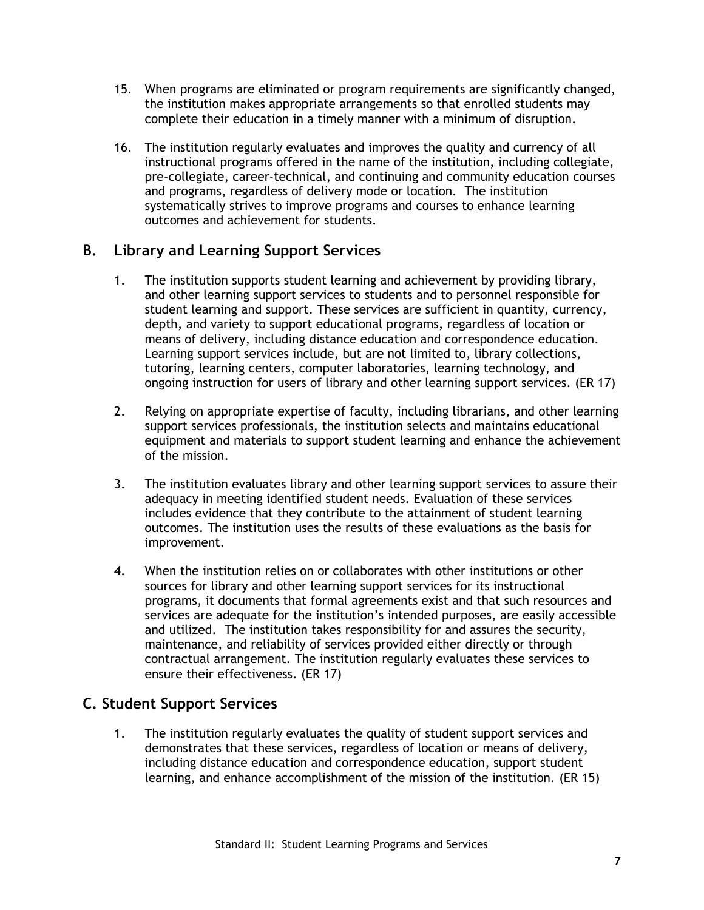15. When programs are eliminated or program requirements are significantly changed, the institution makes appropriate arrangements so that enrolled students may complete their education in a timely manner with a minimum of disruption.

16. The institution regularly evaluates and improves the quality and currency of all instructional programs offered in the name of the institution, including collegiate, pre-collegiate, career-technical, and continuing and community education courses and programs, regardless of delivery mode or location. The institution systematically strives to improve programs and courses to enhance learning outcomes and achievement for students.

## B. Library and Learning Support Services

1. The institution supports student learning and achievement by providing library, and other learning support services to students and to personnel responsible for student learning and support. These services are sufficient in quantity, currency, depth, and variety to support educational programs, regardless of location or means of delivery, including distance education and correspondence education. Learning support services include, but are not limited to, library collections, tutoring, learning centers, computer laboratories, learning technology, and ongoing instruction for users of library and other learning support services. (ER 17)

2. Relying on appropriate expertise of faculty, including librarians, and other learning support services professionals, the institution selects and maintains educational equipment and materials to support student learning and enhance the achievement of the mission.

3. The institution evaluates library and other learning support services to assure their adequacy in meeting identified student needs. Evaluation of these services includes evidence that they contribute to the attainment of student learning outcomes. The institution uses the results of these evaluations as the basis for improvement.

4. When the institution relies on or collaborates with other institutions or other sources for library and other learning support services for its instructional programs, it documents that formal agreements exist and that such resources and services are adequate for the institution's intended purposes, are easily accessible and utilized. The institution takes responsibility for and assures the security, maintenance, and reliability of services provided either directly or through contractual arrangement. The institution regularly evaluates these services to ensure their effectiveness. (ER 17)

## C. Student Support Services

1. The institution regularly evaluates the quality of student support services and demonstrates that these services, regardless of location or means of delivery, including distance education and correspondence education, support student learning, and enhance accomplishment of the mission of the institution. (ER 15)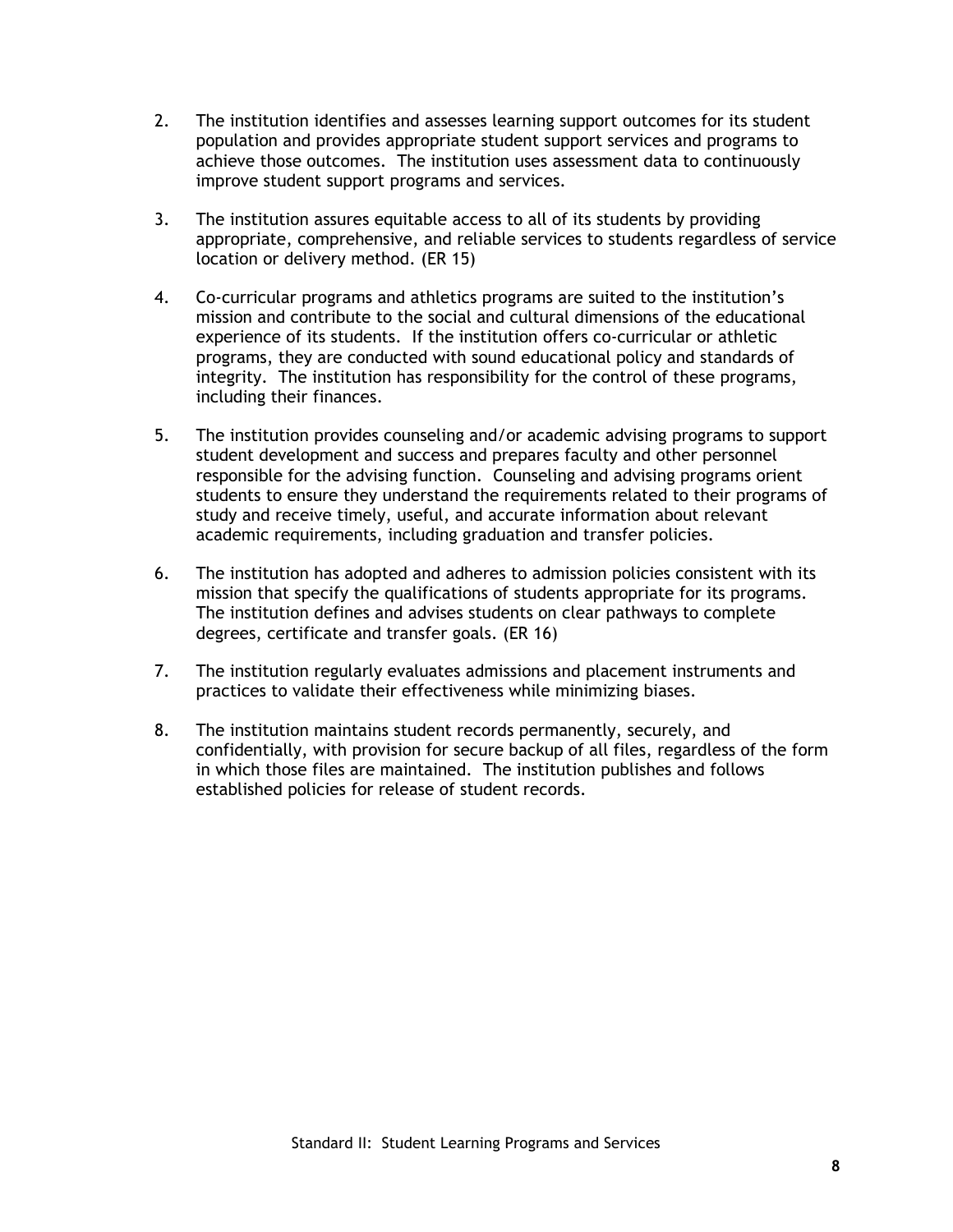2. The institution identifies and assesses learning support outcomes for its student population and provides appropriate student support services and programs to achieve those outcomes. The institution uses assessment data to continuously improve student support programs and services.

3. The institution assures equitable access to all of its students by providing appropriate, comprehensive, and reliable services to students regardless of service location or delivery method. (ER 15)

4. Co-curricular programs and athletics programs are suited to the institution's mission and contribute to the social and cultural dimensions of the educational experience of its students. If the institution offers co-curricular or athletic programs, they are conducted with sound educational policy and standards of integrity. The institution has responsibility for the control of these programs, including their finances.

5. The institution provides counseling and/or academic advising programs to support student development and success and prepares faculty and other personnel responsible for the advising function. Counseling and advising programs orient students to ensure they understand the requirements related to their programs of study and receive timely, useful, and accurate information about relevant academic requirements, including graduation and transfer policies.

6. The institution has adopted and adheres to admission policies consistent with its mission that specify the qualifications of students appropriate for its programs. The institution defines and advises students on clear pathways to complete degrees, certificate and transfer goals. (ER 16)

7. The institution regularly evaluates admissions and placement instruments and practices to validate their effectiveness while minimizing biases.

8. The institution maintains student records permanently, securely, and confidentially, with provision for secure backup of all files, regardless of the form in which those files are maintained. The institution publishes and follows established policies for release of student records.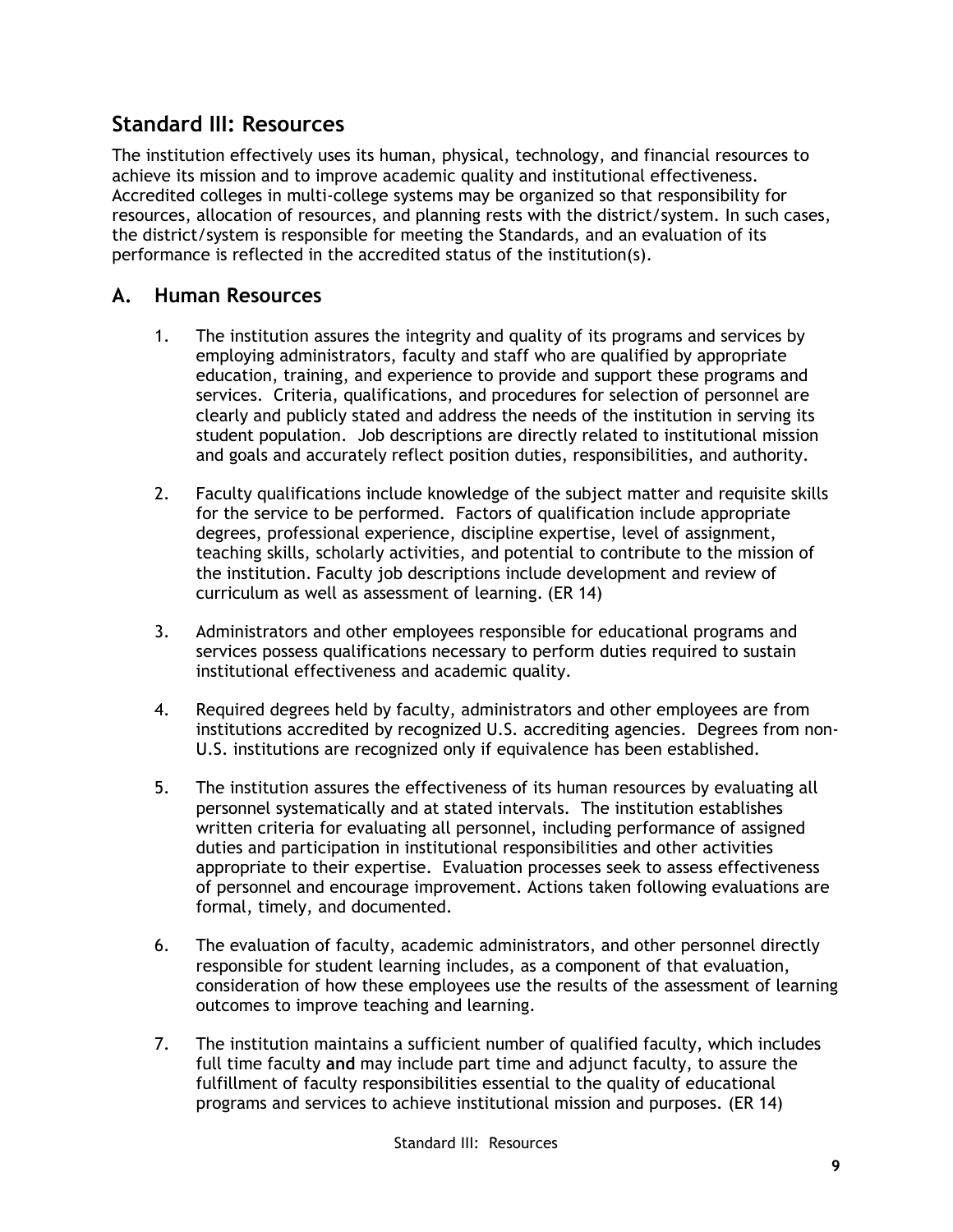## Standard III: Resources

The institution effectively uses its human, physical, technology, and financial resources to achieve its mission and to improve academic quality and institutional effectiveness. Accredited colleges in multi-college systems may be organized so that responsibility for resources, allocation of resources, and planning rests with the district/system. In such cases, the district/system is responsible for meeting the Standards, and an evaluation of its performance is reflected in the accredited status of the institution(s).

### A. Human Resources

1. The institution assures the integrity and quality of its programs and services by employing administrators, faculty and staff who are qualified by appropriate education, training, and experience to provide and support these programs and services. Criteria, qualifications, and procedures for selection of personnel are clearly and publicly stated and address the needs of the institution in serving its student population. Job descriptions are directly related to institutional mission and goals and accurately reflect position duties, responsibilities, and authority.

2. Faculty qualifications include knowledge of the subject matter and requisite skills for the service to be performed. Factors of qualification include appropriate degrees, professional experience, discipline expertise, level of assignment, teaching skills, scholarly activities, and potential to contribute to the mission of the institution. Faculty job descriptions include development and review of curriculum as well as assessment of learning. (ER 14)

3. Administrators and other employees responsible for educational programs and services possess qualifications necessary to perform duties required to sustain institutional effectiveness and academic quality.

4. Required degrees held by faculty, administrators and other employees are from institutions accredited by recognized U.S. accrediting agencies. Degrees from non-U.S. institutions are recognized only if equivalence has been established.

5. The institution assures the effectiveness of its human resources by evaluating all personnel systematically and at stated intervals. The institution establishes written criteria for evaluating all personnel, including performance of assigned duties and participation in institutional responsibilities and other activities appropriate to their expertise. Evaluation processes seek to assess effectiveness of personnel and encourage improvement. Actions taken following evaluations are formal, timely, and documented.

6. The evaluation of faculty, academic administrators, and other personnel directly responsible for student learning includes, as a component of that evaluation, consideration of how these employees use the results of the assessment of learning outcomes to improve teaching and learning.

7. The institution maintains a sufficient number of qualified faculty, which includes full time faculty **and** may include part time and adjunct faculty, to assure the fulfillment of faculty responsibilities essential to the quality of educational programs and services to achieve institutional mission and purposes. (ER 14)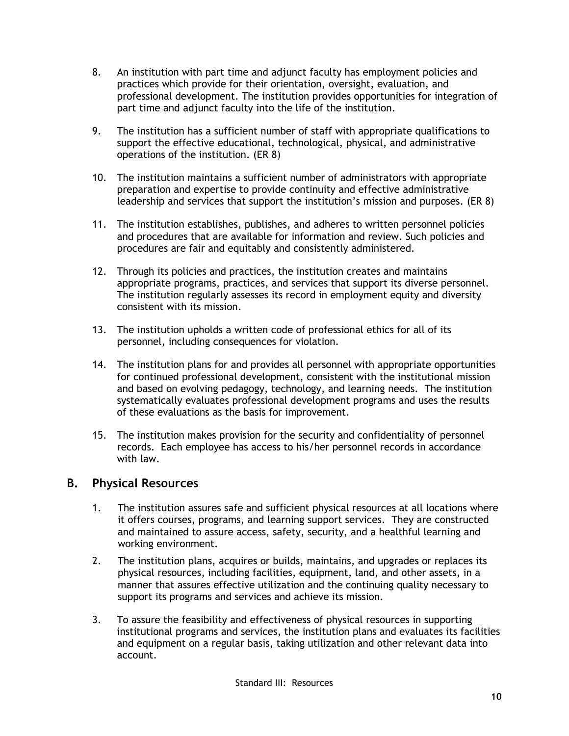8. An institution with part time and adjunct faculty has employment policies and practices which provide for their orientation, oversight, evaluation, and professional development. The institution provides opportunities for integration of part time and adjunct faculty into the life of the institution.

9. The institution has a sufficient number of staff with appropriate qualifications to support the effective educational, technological, physical, and administrative operations of the institution. (ER 8)

10. The institution maintains a sufficient number of administrators with appropriate preparation and expertise to provide continuity and effective administrative leadership and services that support the institution's mission and purposes. (ER 8)

11. The institution establishes, publishes, and adheres to written personnel policies and procedures that are available for information and review. Such policies and procedures are fair and equitably and consistently administered.

12. Through its policies and practices, the institution creates and maintains appropriate programs, practices, and services that support its diverse personnel. The institution regularly assesses its record in employment equity and diversity consistent with its mission.

13. The institution upholds a written code of professional ethics for all of its personnel, including consequences for violation.

14. The institution plans for and provides all personnel with appropriate opportunities for continued professional development, consistent with the institutional mission and based on evolving pedagogy, technology, and learning needs. The institution systematically evaluates professional development programs and uses the results of these evaluations as the basis for improvement.

15. The institution makes provision for the security and confidentiality of personnel records. Each employee has access to his/her personnel records in accordance with law.

## B. Physical Resources

1. The institution assures safe and sufficient physical resources at all locations where it offers courses, programs, and learning support services. They are constructed and maintained to assure access, safety, security, and a healthful learning and working environment.

2. The institution plans, acquires or builds, maintains, and upgrades or replaces its physical resources, including facilities, equipment, land, and other assets, in a manner that assures effective utilization and the continuing quality necessary to support its programs and services and achieve its mission.

3. To assure the feasibility and effectiveness of physical resources in supporting institutional programs and services, the institution plans and evaluates its facilities and equipment on a regular basis, taking utilization and other relevant data into account.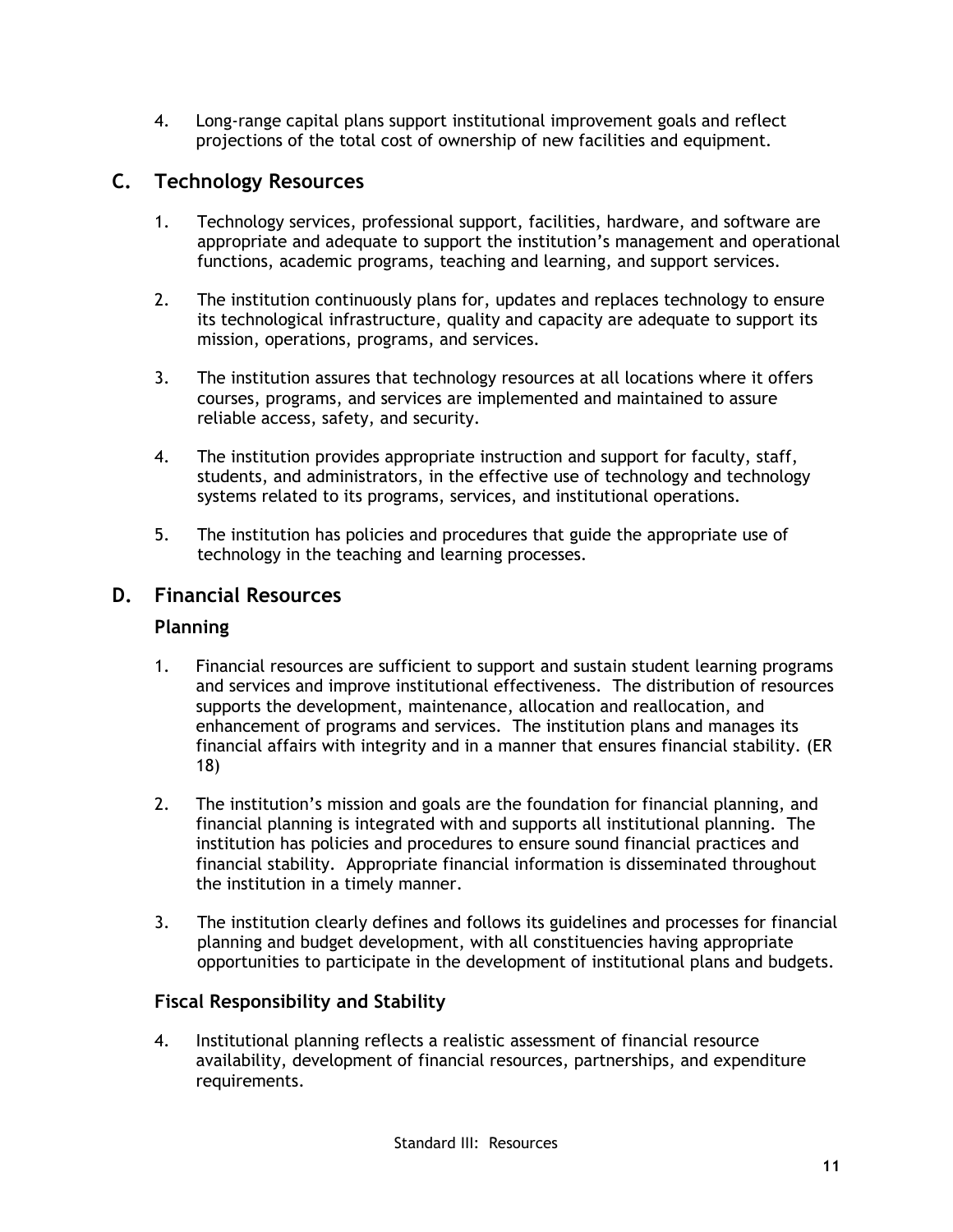4. Long-range capital plans support institutional improvement goals and reflect projections of the total cost of ownership of new facilities and equipment.

## C. Technology Resources

1. Technology services, professional support, facilities, hardware, and software are appropriate and adequate to support the institution's management and operational functions, academic programs, teaching and learning, and support services.

2. The institution continuously plans for, updates and replaces technology to ensure its technological infrastructure, quality and capacity are adequate to support its mission, operations, programs, and services.

3. The institution assures that technology resources at all locations where it offers courses, programs, and services are implemented and maintained to assure reliable access, safety, and security.

4. The institution provides appropriate instruction and support for faculty, staff, students, and administrators, in the effective use of technology and technology systems related to its programs, services, and institutional operations.

5. The institution has policies and procedures that guide the appropriate use of technology in the teaching and learning processes.

## D. Financial Resources

### Planning

1. Financial resources are sufficient to support and sustain student learning programs and services and improve institutional effectiveness. The distribution of resources supports the development, maintenance, allocation and reallocation, and enhancement of programs and services. The institution plans and manages its financial affairs with integrity and in a manner that ensures financial stability. (ER 18)

2. The institution's mission and goals are the foundation for financial planning, and financial planning is integrated with and supports all institutional planning. The institution has policies and procedures to ensure sound financial practices and financial stability. Appropriate financial information is disseminated throughout the institution in a timely manner.

3. The institution clearly defines and follows its guidelines and processes for financial planning and budget development, with all constituencies having appropriate opportunities to participate in the development of institutional plans and budgets.

### Fiscal Responsibility and Stability

4. Institutional planning reflects a realistic assessment of financial resource availability, development of financial resources, partnerships, and expenditure requirements.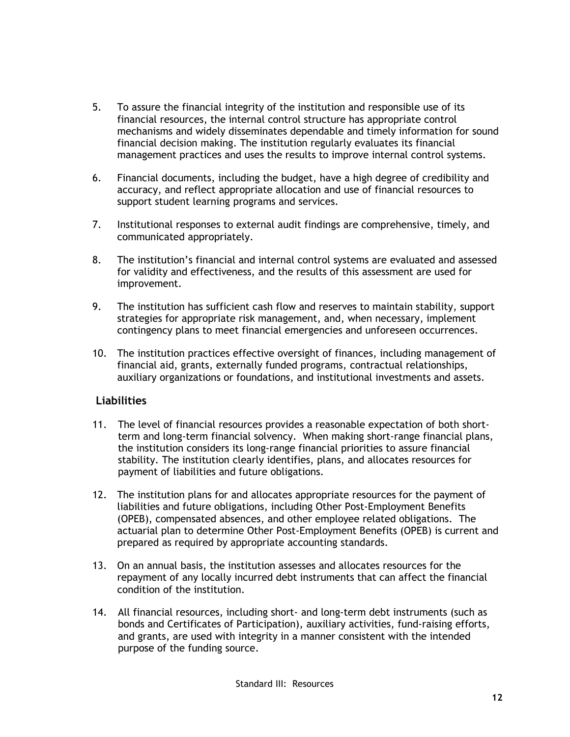5. To assure the financial integrity of the institution and responsible use of its financial resources, the internal control structure has appropriate control mechanisms and widely disseminates dependable and timely information for sound financial decision making. The institution regularly evaluates its financial management practices and uses the results to improve internal control systems.

6. Financial documents, including the budget, have a high degree of credibility and accuracy, and reflect appropriate allocation and use of financial resources to support student learning programs and services.

7. Institutional responses to external audit findings are comprehensive, timely, and communicated appropriately.

8. The institution's financial and internal control systems are evaluated and assessed for validity and effectiveness, and the results of this assessment are used for improvement.

9. The institution has sufficient cash flow and reserves to maintain stability, support strategies for appropriate risk management, and, when necessary, implement contingency plans to meet financial emergencies and unforeseen occurrences.

10. The institution practices effective oversight of finances, including management of financial aid, grants, externally funded programs, contractual relationships, auxiliary organizations or foundations, and institutional investments and assets.

### Liabilities

11. The level of financial resources provides a reasonable expectation of both short-term and long-term financial solvency. When making short-range financial plans, the institution considers its long-range financial priorities to assure financial stability. The institution clearly identifies, plans, and allocates resources for payment of liabilities and future obligations.

12. The institution plans for and allocates appropriate resources for the payment of liabilities and future obligations, including Other Post-Employment Benefits (OPEB), compensated absences, and other employee related obligations. The actuarial plan to determine Other Post-Employment Benefits (OPEB) is current and prepared as required by appropriate accounting standards.

13. On an annual basis, the institution assesses and allocates resources for the repayment of any locally incurred debt instruments that can affect the financial condition of the institution.

14. All financial resources, including short- and long-term debt instruments (such as bonds and Certificates of Participation), auxiliary activities, fund-raising efforts, and grants, are used with integrity in a manner consistent with the intended purpose of the funding source.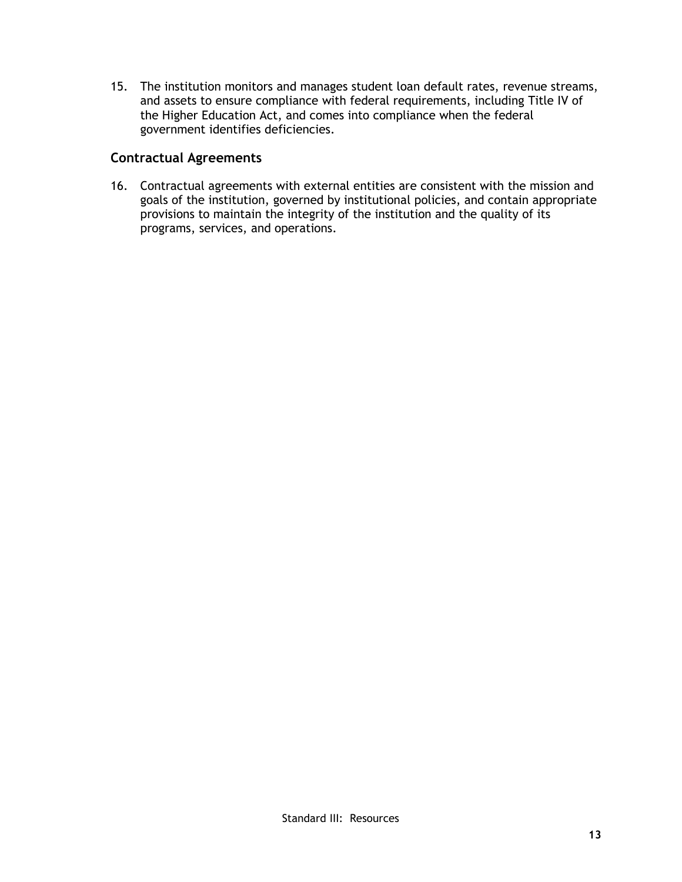15. The institution monitors and manages student loan default rates, revenue streams, and assets to ensure compliance with federal requirements, including Title IV of the Higher Education Act, and comes into compliance when the federal government identifies deficiencies.

### Contractual Agreements

16. Contractual agreements with external entities are consistent with the mission and goals of the institution, governed by institutional policies, and contain appropriate provisions to maintain the integrity of the institution and the quality of its programs, services, and operations.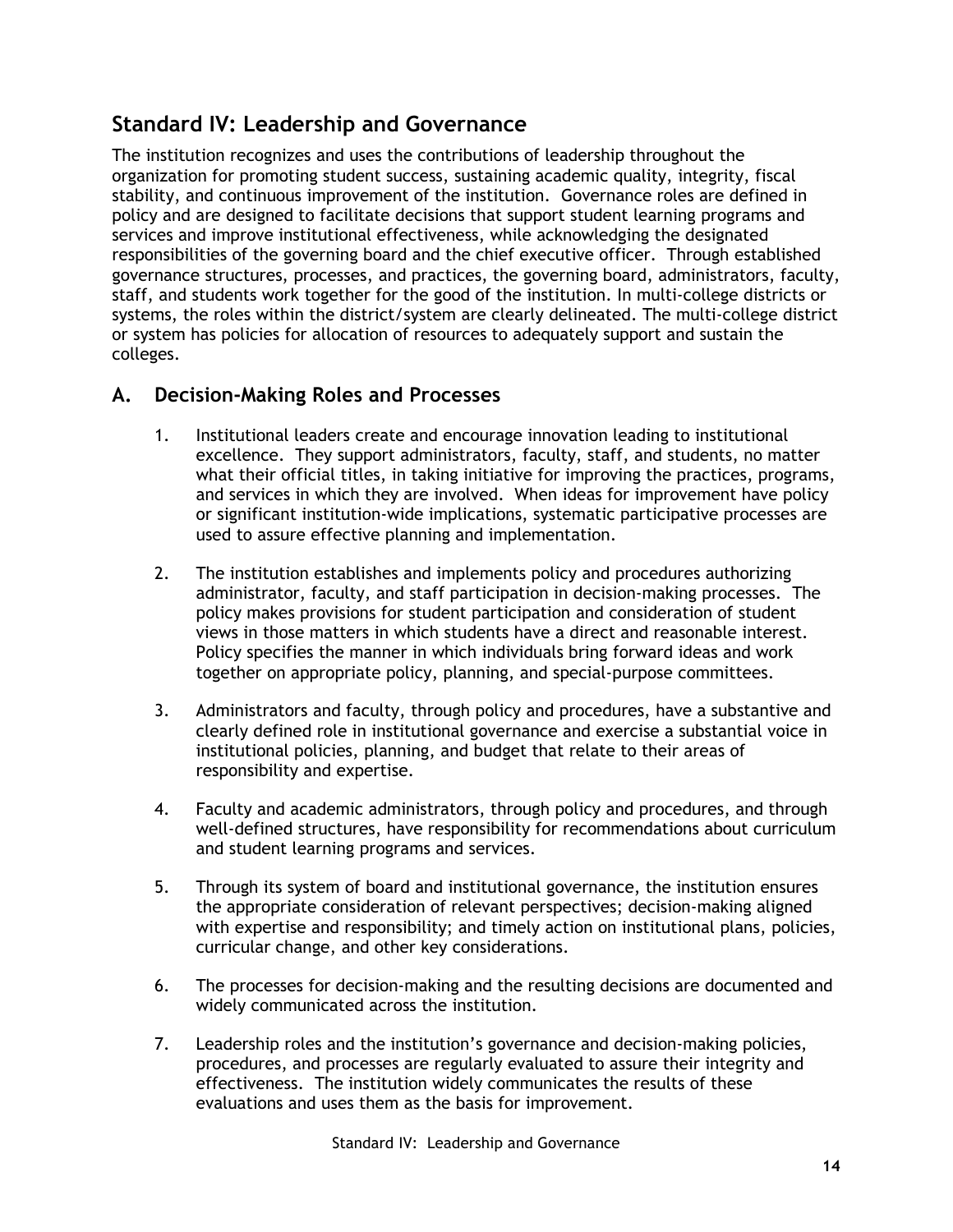## Standard IV: Leadership and Governance

The institution recognizes and uses the contributions of leadership throughout the organization for promoting student success, sustaining academic quality, integrity, fiscal stability, and continuous improvement of the institution. Governance roles are defined in policy and are designed to facilitate decisions that support student learning programs and services and improve institutional effectiveness, while acknowledging the designated responsibilities of the governing board and the chief executive officer. Through established governance structures, processes, and practices, the governing board, administrators, faculty, staff, and students work together for the good of the institution. In multi-college districts or systems, the roles within the district/system are clearly delineated. The multi-college district or system has policies for allocation of resources to adequately support and sustain the colleges.

### A. Decision-Making Roles and Processes

1. Institutional leaders create and encourage innovation leading to institutional excellence. They support administrators, faculty, staff, and students, no matter what their official titles, in taking initiative for improving the practices, programs, and services in which they are involved. When ideas for improvement have policy or significant institution-wide implications, systematic participative processes are used to assure effective planning and implementation.

2. The institution establishes and implements policy and procedures authorizing administrator, faculty, and staff participation in decision-making processes. The policy makes provisions for student participation and consideration of student views in those matters in which students have a direct and reasonable interest. Policy specifies the manner in which individuals bring forward ideas and work together on appropriate policy, planning, and special-purpose committees.

3. Administrators and faculty, through policy and procedures, have a substantive and clearly defined role in institutional governance and exercise a substantial voice in institutional policies, planning, and budget that relate to their areas of responsibility and expertise.

4. Faculty and academic administrators, through policy and procedures, and through well-defined structures, have responsibility for recommendations about curriculum and student learning programs and services.

5. Through its system of board and institutional governance, the institution ensures the appropriate consideration of relevant perspectives; decision-making aligned with expertise and responsibility; and timely action on institutional plans, policies, curricular change, and other key considerations.

6. The processes for decision-making and the resulting decisions are documented and widely communicated across the institution.

7. Leadership roles and the institution's governance and decision-making policies, procedures, and processes are regularly evaluated to assure their integrity and effectiveness. The institution widely communicates the results of these evaluations and uses them as the basis for improvement.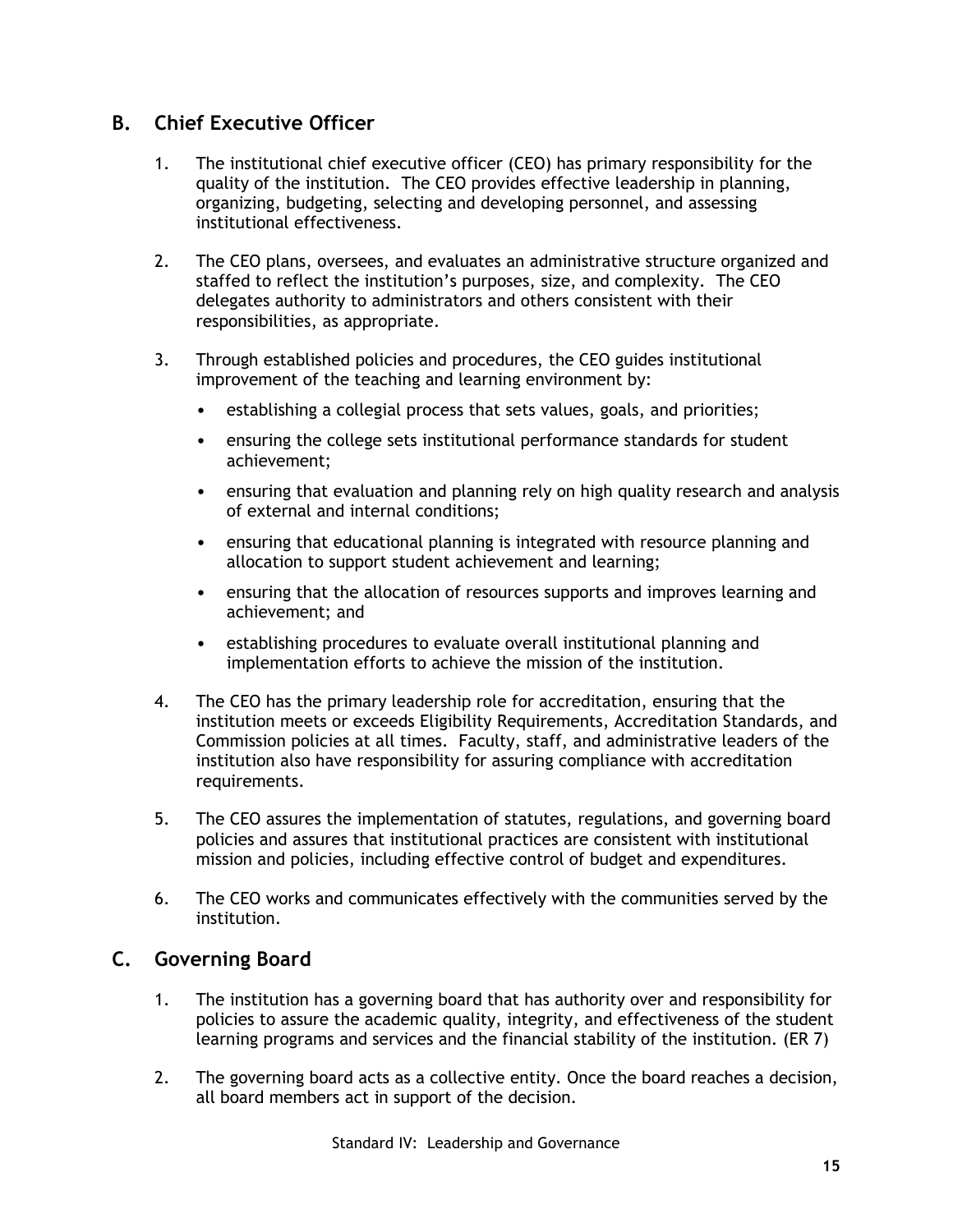## B. Chief Executive Officer

1. The institutional chief executive officer (CEO) has primary responsibility for the quality of the institution. The CEO provides effective leadership in planning, organizing, budgeting, selecting and developing personnel, and assessing institutional effectiveness.

2. The CEO plans, oversees, and evaluates an administrative structure organized and staffed to reflect the institution's purposes, size, and complexity. The CEO delegates authority to administrators and others consistent with their responsibilities, as appropriate.

3. Through established policies and procedures, the CEO guides institutional improvement of the teaching and learning environment by:
   - establishing a collegial process that sets values, goals, and priorities;
   - ensuring the college sets institutional performance standards for student achievement;
   - ensuring that evaluation and planning rely on high quality research and analysis of external and internal conditions;
   - ensuring that educational planning is integrated with resource planning and allocation to support student achievement and learning;
   - ensuring that the allocation of resources supports and improves learning and achievement; and
   - establishing procedures to evaluate overall institutional planning and implementation efforts to achieve the mission of the institution.

4. The CEO has the primary leadership role for accreditation, ensuring that the institution meets or exceeds Eligibility Requirements, Accreditation Standards, and Commission policies at all times. Faculty, staff, and administrative leaders of the institution also have responsibility for assuring compliance with accreditation requirements.

5. The CEO assures the implementation of statutes, regulations, and governing board policies and assures that institutional practices are consistent with institutional mission and policies, including effective control of budget and expenditures.

6. The CEO works and communicates effectively with the communities served by the institution.

## C. Governing Board

1. The institution has a governing board that has authority over and responsibility for policies to assure the academic quality, integrity, and effectiveness of the student learning programs and services and the financial stability of the institution. (ER 7)

2. The governing board acts as a collective entity. Once the board reaches a decision, all board members act in support of the decision.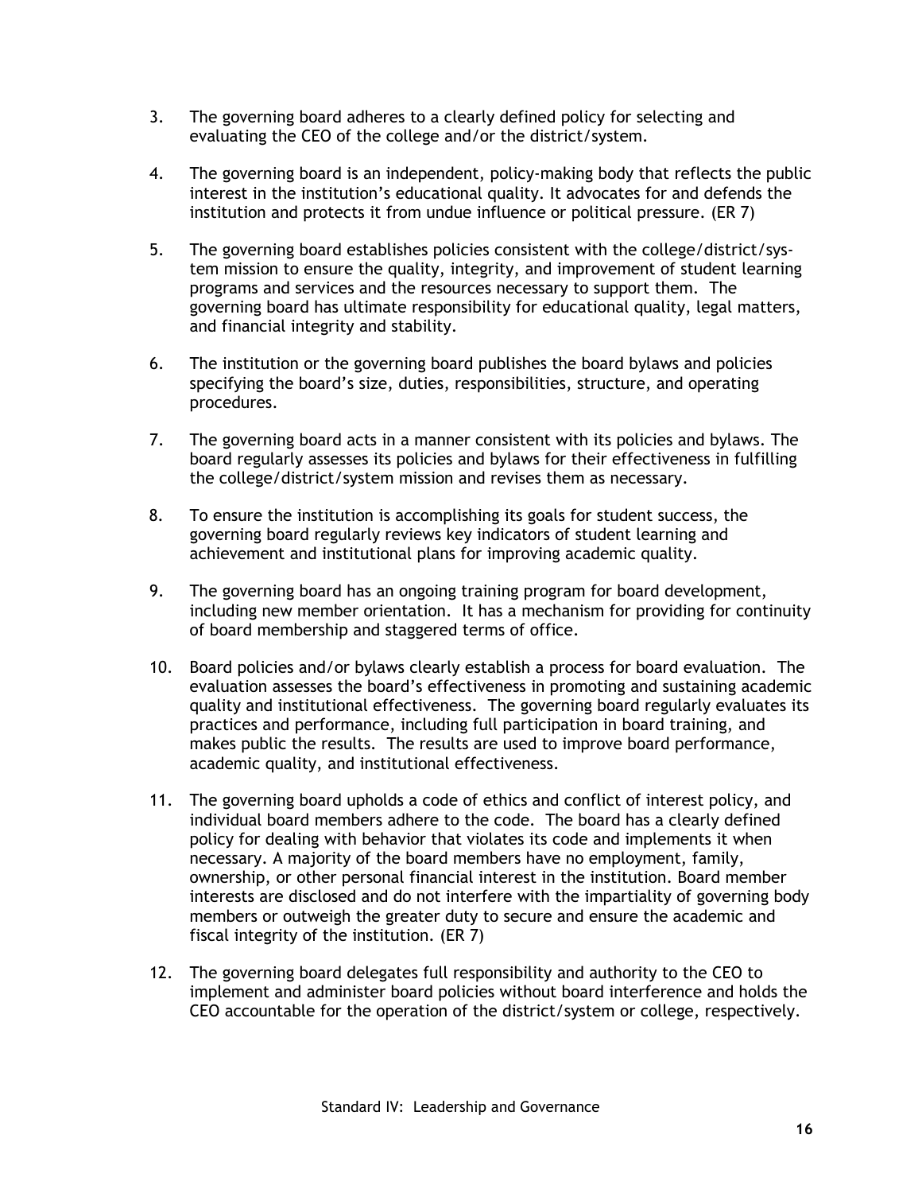3. The governing board adheres to a clearly defined policy for selecting and evaluating the CEO of the college and/or the district/system.

4. The governing board is an independent, policy-making body that reflects the public interest in the institution's educational quality. It advocates for and defends the institution and protects it from undue influence or political pressure. (ER 7)

5. The governing board establishes policies consistent with the college/district/system mission to ensure the quality, integrity, and improvement of student learning programs and services and the resources necessary to support them. The governing board has ultimate responsibility for educational quality, legal matters, and financial integrity and stability.

6. The institution or the governing board publishes the board bylaws and policies specifying the board's size, duties, responsibilities, structure, and operating procedures.

7. The governing board acts in a manner consistent with its policies and bylaws. The board regularly assesses its policies and bylaws for their effectiveness in fulfilling the college/district/system mission and revises them as necessary.

8. To ensure the institution is accomplishing its goals for student success, the governing board regularly reviews key indicators of student learning and achievement and institutional plans for improving academic quality.

9. The governing board has an ongoing training program for board development, including new member orientation. It has a mechanism for providing for continuity of board membership and staggered terms of office.

10. Board policies and/or bylaws clearly establish a process for board evaluation. The evaluation assesses the board's effectiveness in promoting and sustaining academic quality and institutional effectiveness. The governing board regularly evaluates its practices and performance, including full participation in board training, and makes public the results. The results are used to improve board performance, academic quality, and institutional effectiveness.

11. The governing board upholds a code of ethics and conflict of interest policy, and individual board members adhere to the code. The board has a clearly defined policy for dealing with behavior that violates its code and implements it when necessary. A majority of the board members have no employment, family, ownership, or other personal financial interest in the institution. Board member interests are disclosed and do not interfere with the impartiality of governing body members or outweigh the greater duty to secure and ensure the academic and fiscal integrity of the institution. (ER 7)

12. The governing board delegates full responsibility and authority to the CEO to implement and administer board policies without board interference and holds the CEO accountable for the operation of the district/system or college, respectively.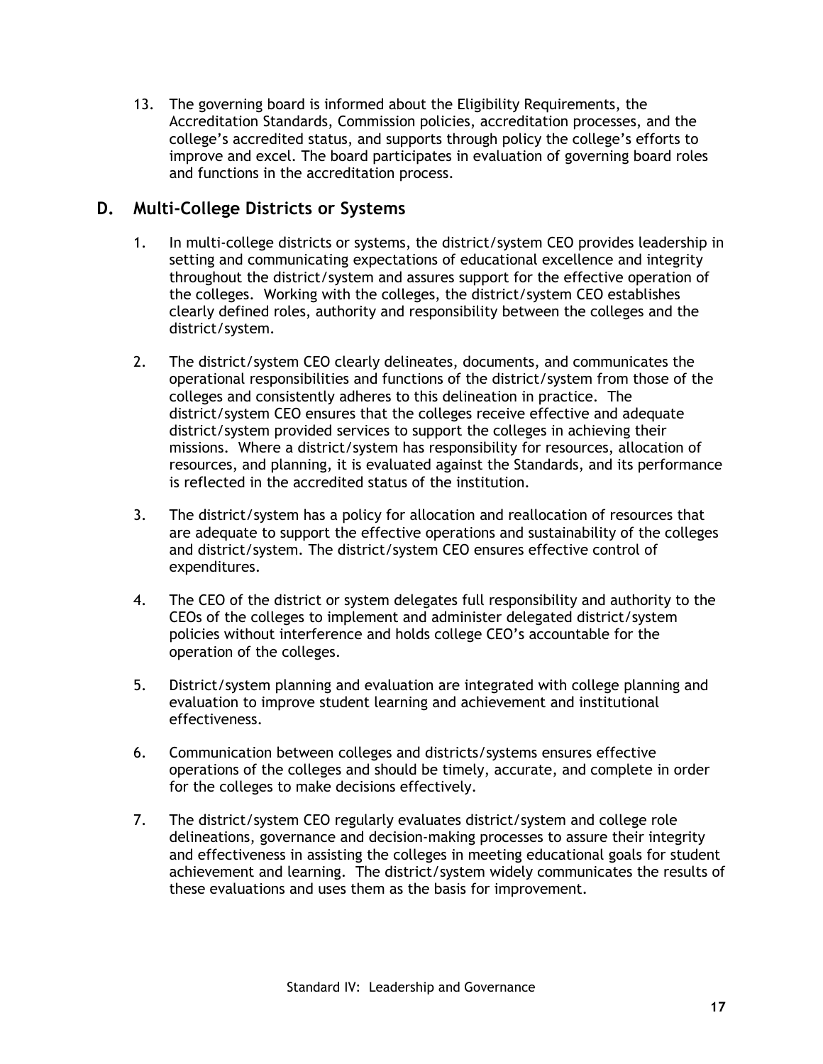13. The governing board is informed about the Eligibility Requirements, the Accreditation Standards, Commission policies, accreditation processes, and the college's accredited status, and supports through policy the college's efforts to improve and excel. The board participates in evaluation of governing board roles and functions in the accreditation process.

## D. Multi-College Districts or Systems

1. In multi-college districts or systems, the district/system CEO provides leadership in setting and communicating expectations of educational excellence and integrity throughout the district/system and assures support for the effective operation of the colleges. Working with the colleges, the district/system CEO establishes clearly defined roles, authority and responsibility between the colleges and the district/system.

2. The district/system CEO clearly delineates, documents, and communicates the operational responsibilities and functions of the district/system from those of the colleges and consistently adheres to this delineation in practice. The district/system CEO ensures that the colleges receive effective and adequate district/system provided services to support the colleges in achieving their missions. Where a district/system has responsibility for resources, allocation of resources, and planning, it is evaluated against the Standards, and its performance is reflected in the accredited status of the institution.

3. The district/system has a policy for allocation and reallocation of resources that are adequate to support the effective operations and sustainability of the colleges and district/system. The district/system CEO ensures effective control of expenditures.

4. The CEO of the district or system delegates full responsibility and authority to the CEOs of the colleges to implement and administer delegated district/system policies without interference and holds college CEO's accountable for the operation of the colleges.

5. District/system planning and evaluation are integrated with college planning and evaluation to improve student learning and achievement and institutional effectiveness.

6. Communication between colleges and districts/systems ensures effective operations of the colleges and should be timely, accurate, and complete in order for the colleges to make decisions effectively.

7. The district/system CEO regularly evaluates district/system and college role delineations, governance and decision-making processes to assure their integrity and effectiveness in assisting the colleges in meeting educational goals for student achievement and learning. The district/system widely communicates the results of these evaluations and uses them as the basis for improvement.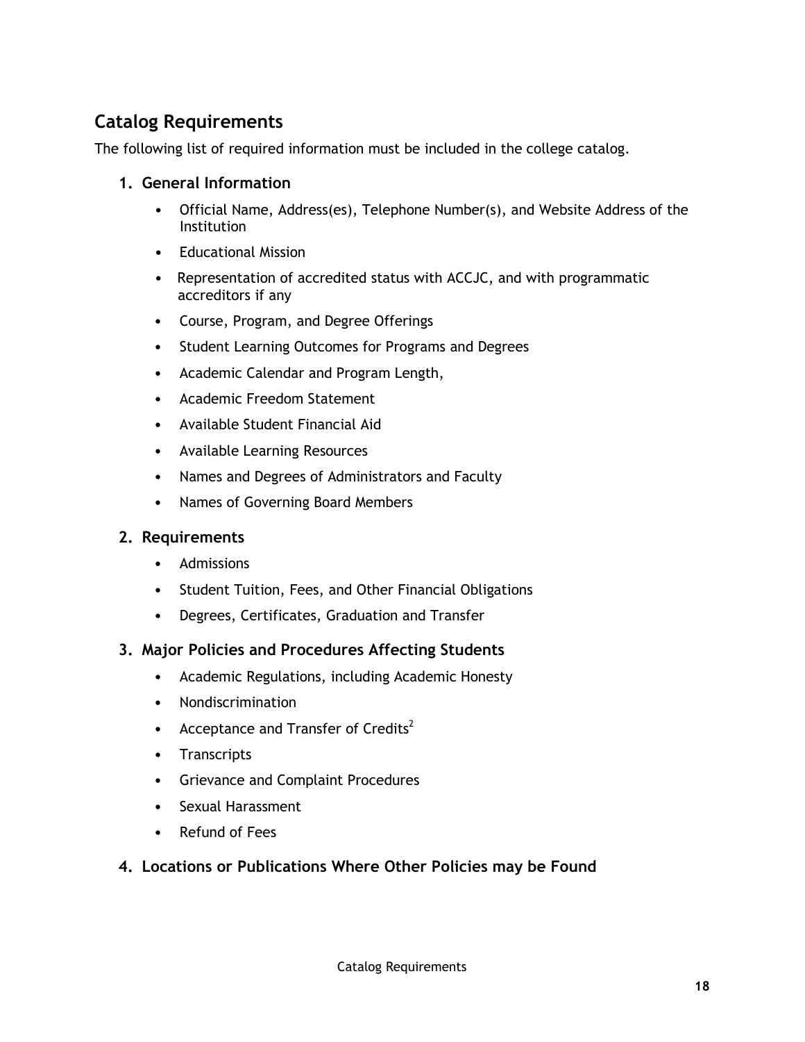## Catalog Requirements

The following list of required information must be included in the college catalog.

### 1. General Information

- Official Name, Address(es), Telephone Number(s), and Website Address of the Institution
- Educational Mission
- Representation of accredited status with ACCJC, and with programmatic accreditors if any
- Course, Program, and Degree Offerings
- Student Learning Outcomes for Programs and Degrees
- Academic Calendar and Program Length,
- Academic Freedom Statement
- Available Student Financial Aid
- Available Learning Resources
- Names and Degrees of Administrators and Faculty
- Names of Governing Board Members

### 2. Requirements

- Admissions
- Student Tuition, Fees, and Other Financial Obligations
- Degrees, Certificates, Graduation and Transfer

### 3. Major Policies and Procedures Affecting Students

- Academic Regulations, including Academic Honesty
- Nondiscrimination
- Acceptance and Transfer of Credits[2]
- Transcripts
- Grievance and Complaint Procedures
- Sexual Harassment
- Refund of Fees

### 4. Locations or Publications Where Other Policies may be Found